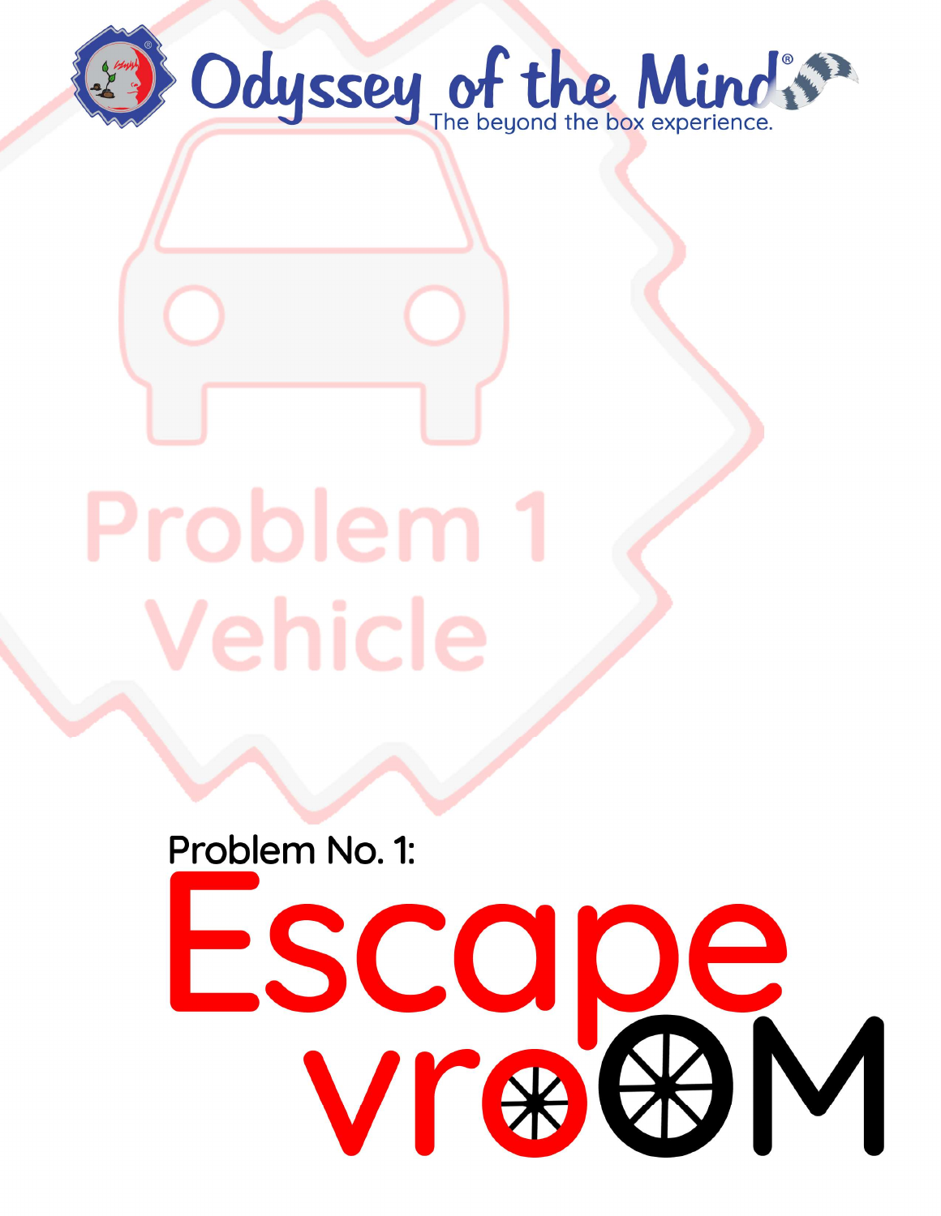Odyssey of the Mind®

The beyond the box experience.

Problem 1

Vehicle

Problem No. 1:

# Escape vrOOM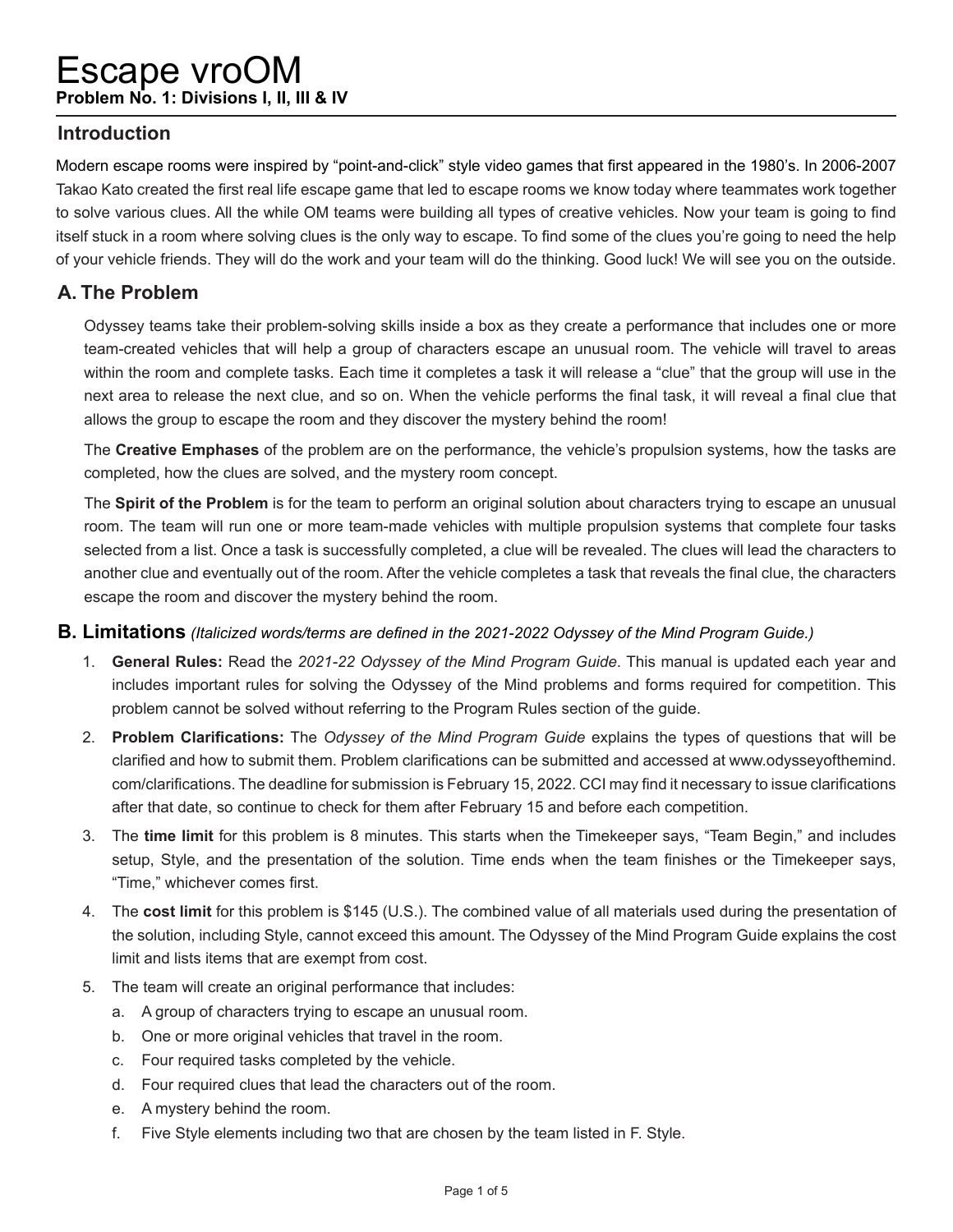# Escape vroOM

**Problem No. 1: Divisions I, II, III & IV**

## Introduction

Modern escape rooms were inspired by "point-and-click" style video games that first appeared in the 1980's. In 2006-2007 Takao Kato created the first real life escape game that led to escape rooms we know today where teammates work together to solve various clues. All the while OM teams were building all types of creative vehicles. Now your team is going to find itself stuck in a room where solving clues is the only way to escape. To find some of the clues you're going to need the help of your vehicle friends. They will do the work and your team will do the thinking. Good luck! We will see you on the outside.

## A. The Problem

Odyssey teams take their problem-solving skills inside a box as they create a performance that includes one or more team-created vehicles that will help a group of characters escape an unusual room. The vehicle will travel to areas within the room and complete tasks. Each time it completes a task it will release a "clue" that the group will use in the next area to release the next clue, and so on. When the vehicle performs the final task, it will reveal a final clue that allows the group to escape the room and they discover the mystery behind the room!

The **Creative Emphases** of the problem are on the performance, the vehicle's propulsion systems, how the tasks are completed, how the clues are solved, and the mystery room concept.

The **Spirit of the Problem** is for the team to perform an original solution about characters trying to escape an unusual room. The team will run one or more team-made vehicles with multiple propulsion systems that complete four tasks selected from a list. Once a task is successfully completed, a clue will be revealed. The clues will lead the characters to another clue and eventually out of the room. After the vehicle completes a task that reveals the final clue, the characters escape the room and discover the mystery behind the room.

## B. Limitations *(Italicized words/terms are defined in the 2021-2022 Odyssey of the Mind Program Guide.)*

1. **General Rules:** Read the *2021-22 Odyssey of the Mind Program Guide*. This manual is updated each year and includes important rules for solving the Odyssey of the Mind problems and forms required for competition. This problem cannot be solved without referring to the Program Rules section of the guide.
2. **Problem Clarifications:** The *Odyssey of the Mind Program Guide* explains the types of questions that will be clarified and how to submit them. Problem clarifications can be submitted and accessed at www.odysseyofthemind.com/clarifications. The deadline for submission is February 15, 2022. CCI may find it necessary to issue clarifications after that date, so continue to check for them after February 15 and before each competition.
3. The **time limit** for this problem is 8 minutes. This starts when the Timekeeper says, "Team Begin," and includes setup, Style, and the presentation of the solution. Time ends when the team finishes or the Timekeeper says, "Time," whichever comes first.
4. The **cost limit** for this problem is $145 (U.S.). The combined value of all materials used during the presentation of the solution, including Style, cannot exceed this amount. The Odyssey of the Mind Program Guide explains the cost limit and lists items that are exempt from cost.
5. The team will create an original performance that includes:
   a. A group of characters trying to escape an unusual room.
   b. One or more original vehicles that travel in the room.
   c. Four required tasks completed by the vehicle.
   d. Four required clues that lead the characters out of the room.
   e. A mystery behind the room.
   f. Five Style elements including two that are chosen by the team listed in F. Style.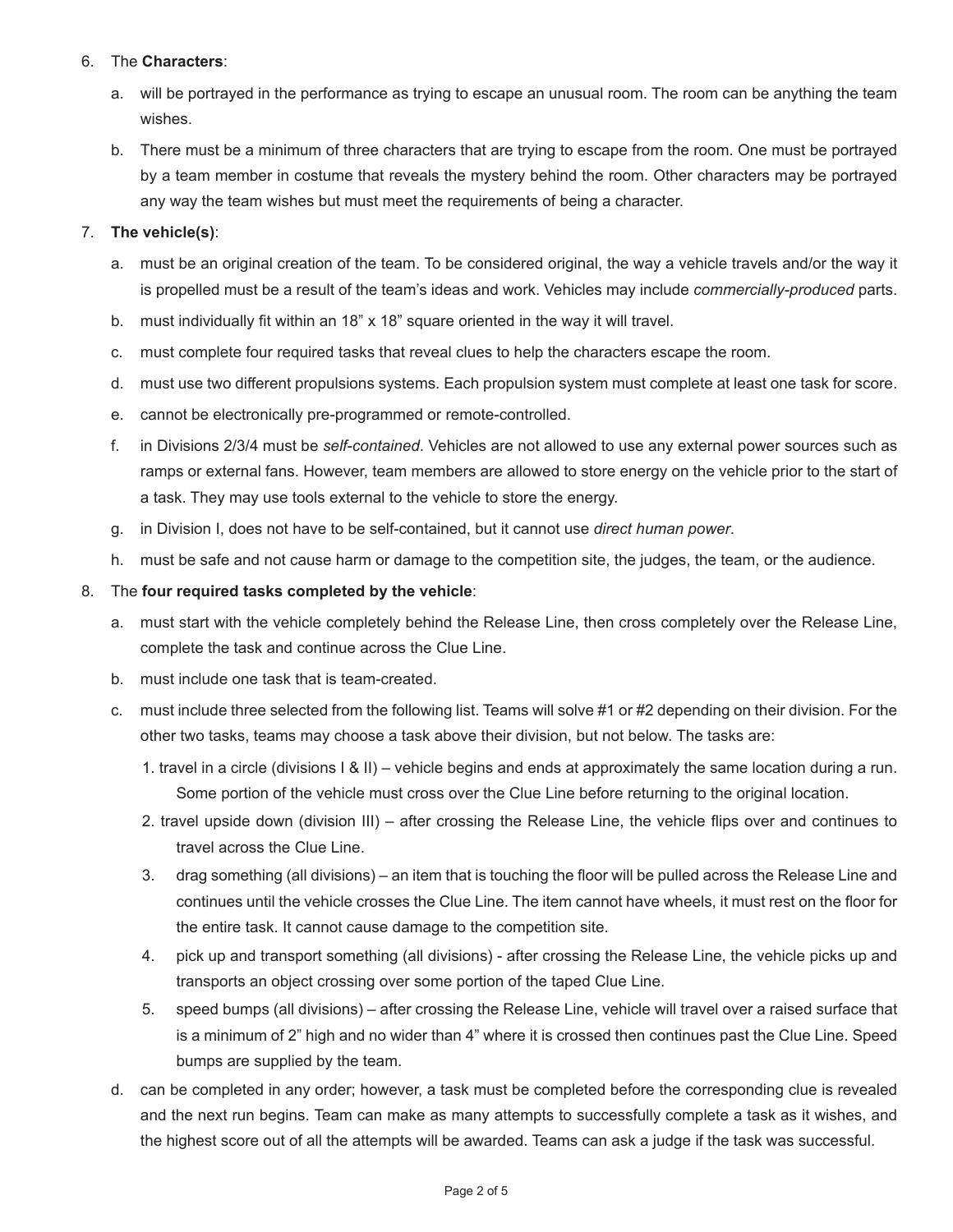6. The **Characters**:

   a. will be portrayed in the performance as trying to escape an unusual room. The room can be anything the team wishes.

   b. There must be a minimum of three characters that are trying to escape from the room. One must be portrayed by a team member in costume that reveals the mystery behind the room. Other characters may be portrayed any way the team wishes but must meet the requirements of being a character.

7. **The vehicle(s)**:

   a. must be an original creation of the team. To be considered original, the way a vehicle travels and/or the way it is propelled must be a result of the team's ideas and work. Vehicles may include *commercially-produced* parts.

   b. must individually fit within an 18" x 18" square oriented in the way it will travel.

   c. must complete four required tasks that reveal clues to help the characters escape the room.

   d. must use two different propulsions systems. Each propulsion system must complete at least one task for score.

   e. cannot be electronically pre-programmed or remote-controlled.

   f. in Divisions 2/3/4 must be *self-contained*. Vehicles are not allowed to use any external power sources such as ramps or external fans. However, team members are allowed to store energy on the vehicle prior to the start of a task. They may use tools external to the vehicle to store the energy.

   g. in Division I, does not have to be self-contained, but it cannot use *direct human power*.

   h. must be safe and not cause harm or damage to the competition site, the judges, the team, or the audience.

8. The **four required tasks completed by the vehicle**:

   a. must start with the vehicle completely behind the Release Line, then cross completely over the Release Line, complete the task and continue across the Clue Line.

   b. must include one task that is team-created.

   c. must include three selected from the following list. Teams will solve #1 or #2 depending on their division. For the other two tasks, teams may choose a task above their division, but not below. The tasks are:

      1. travel in a circle (divisions I & II) – vehicle begins and ends at approximately the same location during a run. Some portion of the vehicle must cross over the Clue Line before returning to the original location.
      2. travel upside down (division III) – after crossing the Release Line, the vehicle flips over and continues to travel across the Clue Line.
      3. drag something (all divisions) – an item that is touching the floor will be pulled across the Release Line and continues until the vehicle crosses the Clue Line. The item cannot have wheels, it must rest on the floor for the entire task. It cannot cause damage to the competition site.
      4. pick up and transport something (all divisions) - after crossing the Release Line, the vehicle picks up and transports an object crossing over some portion of the taped Clue Line.
      5. speed bumps (all divisions) – after crossing the Release Line, vehicle will travel over a raised surface that is a minimum of 2" high and no wider than 4" where it is crossed then continues past the Clue Line. Speed bumps are supplied by the team.

   d. can be completed in any order; however, a task must be completed before the corresponding clue is revealed and the next run begins. Team can make as many attempts to successfully complete a task as it wishes, and the highest score out of all the attempts will be awarded. Teams can ask a judge if the task was successful.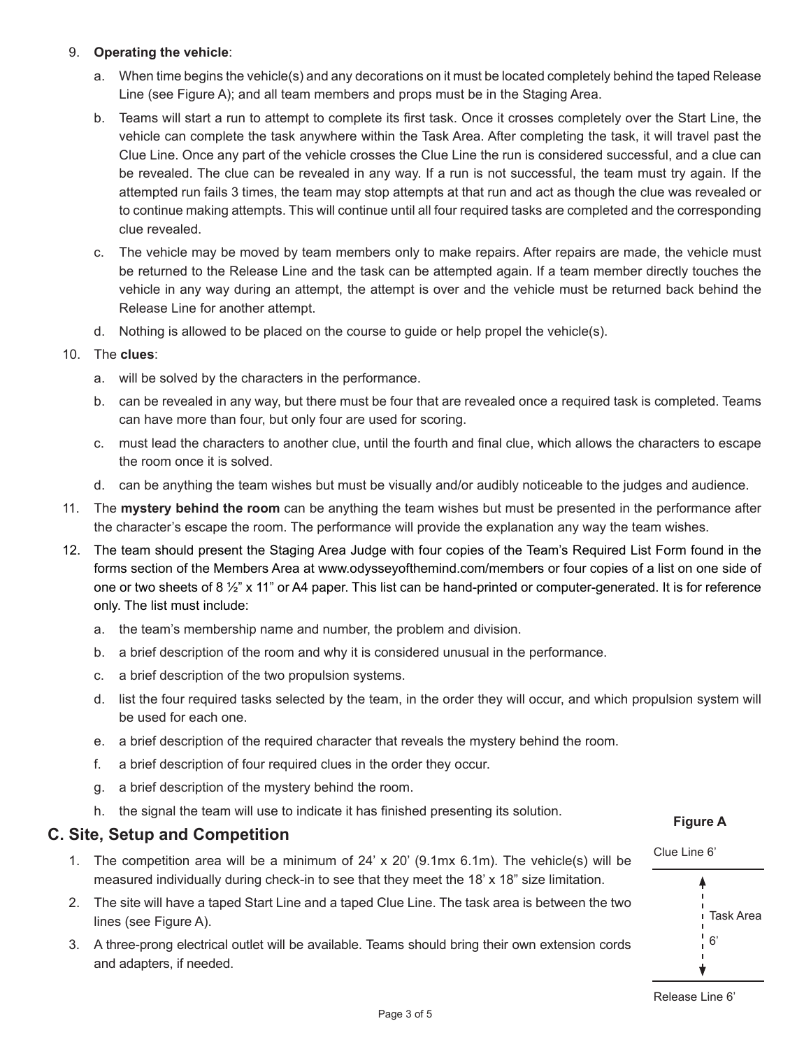9. **Operating the vehicle**:

   a. When time begins the vehicle(s) and any decorations on it must be located completely behind the taped Release Line (see Figure A); and all team members and props must be in the Staging Area.

   b. Teams will start a run to attempt to complete its first task. Once it crosses completely over the Start Line, the vehicle can complete the task anywhere within the Task Area. After completing the task, it will travel past the Clue Line. Once any part of the vehicle crosses the Clue Line the run is considered successful, and a clue can be revealed. The clue can be revealed in any way. If a run is not successful, the team must try again. If the attempted run fails 3 times, the team may stop attempts at that run and act as though the clue was revealed or to continue making attempts. This will continue until all four required tasks are completed and the corresponding clue revealed.

   c. The vehicle may be moved by team members only to make repairs. After repairs are made, the vehicle must be returned to the Release Line and the task can be attempted again. If a team member directly touches the vehicle in any way during an attempt, the attempt is over and the vehicle must be returned back behind the Release Line for another attempt.

   d. Nothing is allowed to be placed on the course to guide or help propel the vehicle(s).

10. The **clues**:

    a. will be solved by the characters in the performance.

    b. can be revealed in any way, but there must be four that are revealed once a required task is completed. Teams can have more than four, but only four are used for scoring.

    c. must lead the characters to another clue, until the fourth and final clue, which allows the characters to escape the room once it is solved.

    d. can be anything the team wishes but must be visually and/or audibly noticeable to the judges and audience.

11. The **mystery behind the room** can be anything the team wishes but must be presented in the performance after the character's escape the room. The performance will provide the explanation any way the team wishes.

12. The team should present the Staging Area Judge with four copies of the Team's Required List Form found in the forms section of the Members Area at www.odysseyofthemind.com/members or four copies of a list on one side of one or two sheets of 8 ½" x 11" or A4 paper. This list can be hand-printed or computer-generated. It is for reference only. The list must include:

    a. the team's membership name and number, the problem and division.

    b. a brief description of the room and why it is considered unusual in the performance.

    c. a brief description of the two propulsion systems.

    d. list the four required tasks selected by the team, in the order they will occur, and which propulsion system will be used for each one.

    e. a brief description of the required character that reveals the mystery behind the room.

    f. a brief description of four required clues in the order they occur.

    g. a brief description of the mystery behind the room.

    h. the signal the team will use to indicate it has finished presenting its solution.

## C. Site, Setup and Competition

1. The competition area will be a minimum of 24' x 20' (9.1mx 6.1m). The vehicle(s) will be measured individually during check-in to see that they meet the 18' x 18" size limitation.

2. The site will have a taped Start Line and a taped Clue Line. The task area is between the two lines (see Figure A).

3. A three-prong electrical outlet will be available. Teams should bring their own extension cords and adapters, if needed.

**Figure A**

Clue Line 6'

Task Area 6'

Release Line 6'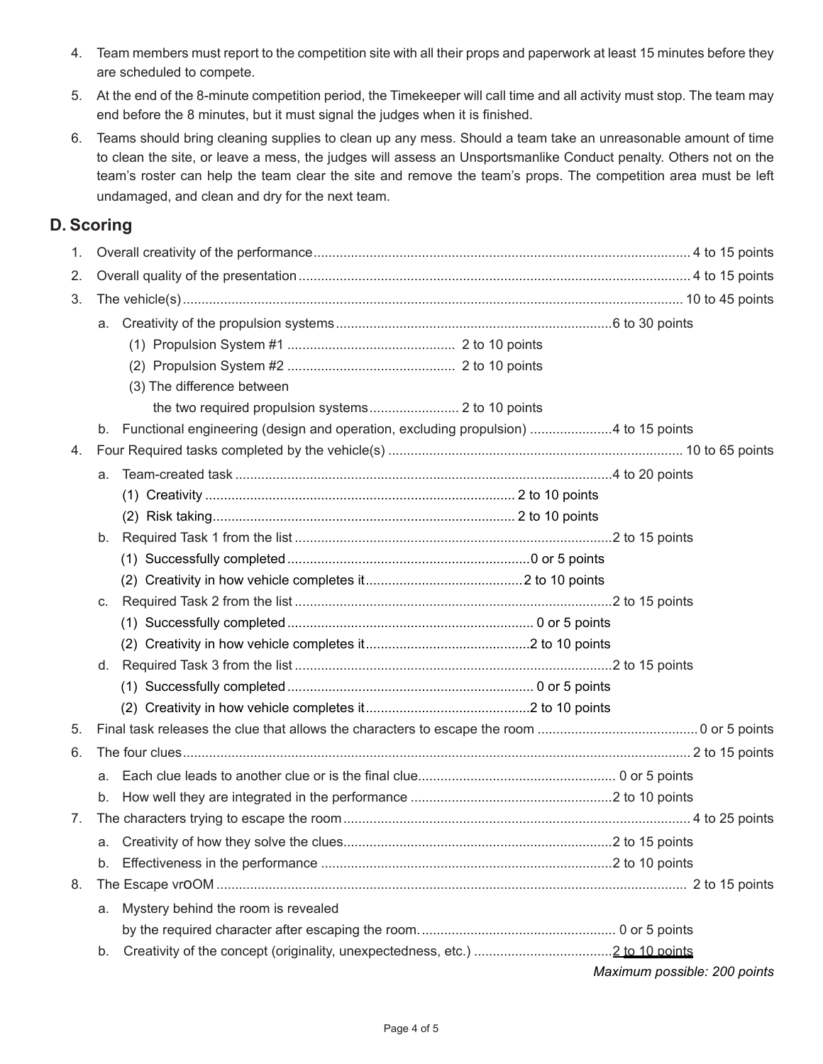4. Team members must report to the competition site with all their props and paperwork at least 15 minutes before they are scheduled to compete.
5. At the end of the 8-minute competition period, the Timekeeper will call time and all activity must stop. The team may end before the 8 minutes, but it must signal the judges when it is finished.
6. Teams should bring cleaning supplies to clean up any mess. Should a team take an unreasonable amount of time to clean the site, or leave a mess, the judges will assess an Unsportsmanlike Conduct penalty. Others not on the team's roster can help the team clear the site and remove the team's props. The competition area must be left undamaged, and clean and dry for the next team.

## D. Scoring

1. Overall creativity of the performance .................... 4 to 15 points
2. Overall quality of the presentation .................... 4 to 15 points
3. The vehicle(s) .................... 10 to 45 points
   a. Creativity of the propulsion systems .................... 6 to 30 points
      (1) Propulsion System #1 .................... 2 to 10 points
      (2) Propulsion System #2 .................... 2 to 10 points
      (3) The difference between the two required propulsion systems .................... 2 to 10 points
   b. Functional engineering (design and operation, excluding propulsion) .................... 4 to 15 points
4. Four Required tasks completed by the vehicle(s) .................... 10 to 65 points
   a. Team-created task .................... 4 to 20 points
      (1) Creativity .................... 2 to 10 points
      (2) Risk taking .................... 2 to 10 points
   b. Required Task 1 from the list .................... 2 to 15 points
      (1) Successfully completed .................... 0 or 5 points
      (2) Creativity in how vehicle completes it .................... 2 to 10 points
   c. Required Task 2 from the list .................... 2 to 15 points
      (1) Successfully completed .................... 0 or 5 points
      (2) Creativity in how vehicle completes it .................... 2 to 10 points
   d. Required Task 3 from the list .................... 2 to 15 points
      (1) Successfully completed .................... 0 or 5 points
      (2) Creativity in how vehicle completes it .................... 2 to 10 points
5. Final task releases the clue that allows the characters to escape the room .................... 0 or 5 points
6. The four clues .................... 2 to 15 points
   a. Each clue leads to another clue or is the final clue .................... 0 or 5 points
   b. How well they are integrated in the performance .................... 2 to 10 points
7. The characters trying to escape the room .................... 4 to 25 points
   a. Creativity of how they solve the clues .................... 2 to 15 points
   b. Effectiveness in the performance .................... 2 to 10 points
8. The Escape vrOOM .................... 2 to 15 points
   a. Mystery behind the room is revealed by the required character after escaping the room. .................... 0 or 5 points
   b. Creativity of the concept (originality, unexpectedness, etc.) .................... 2 to 10 points

*Maximum possible: 200 points*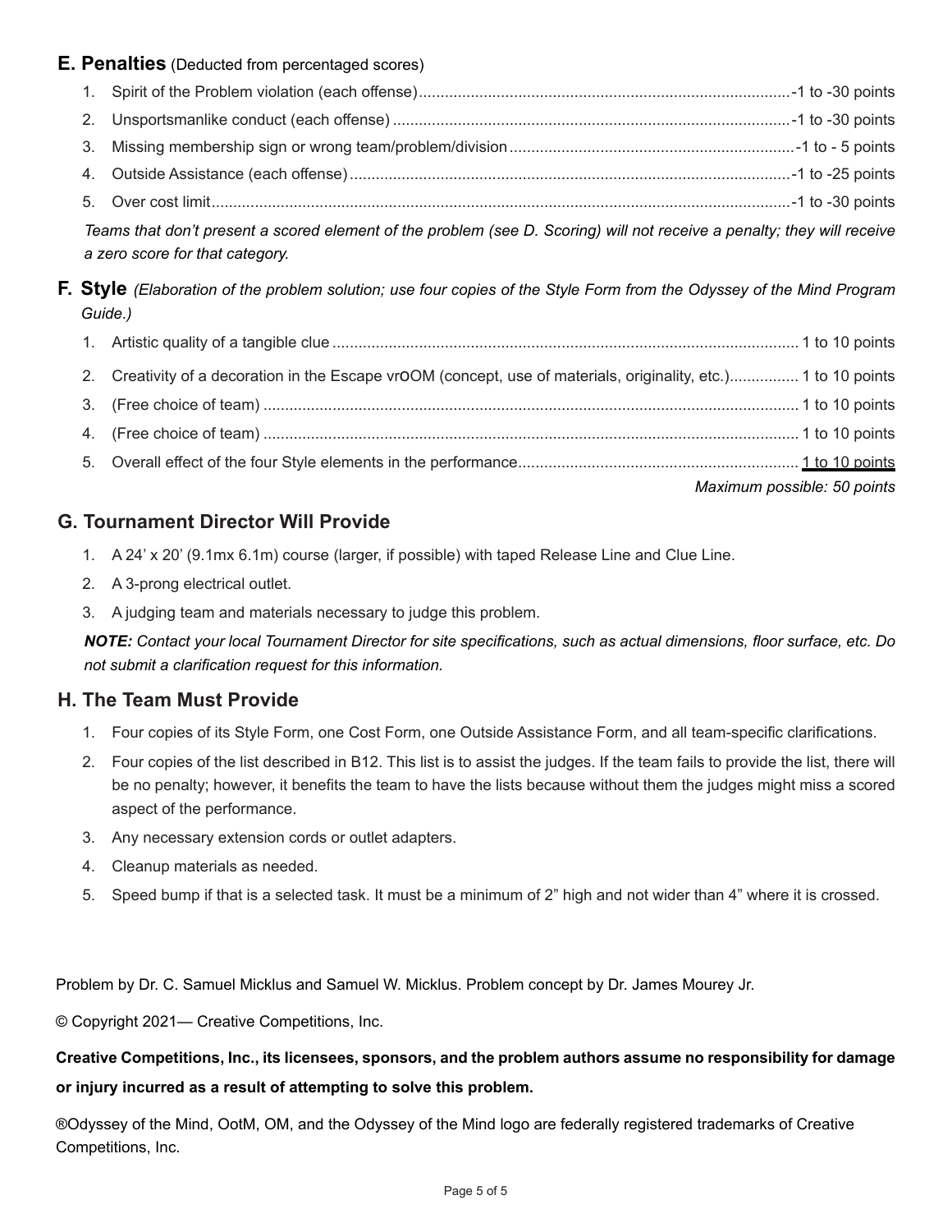## E. Penalties (Deducted from percentaged scores)

1. Spirit of the Problem violation (each offense)....................................................................................-1 to -30 points
2. Unsportsmanlike conduct (each offense)............................................................................................-1 to -30 points
3. Missing membership sign or wrong team/problem/division..................................................................-1 to - 5 points
4. Outside Assistance (each offense).....................................................................................................-1 to -25 points
5. Over cost limit.........................................................................................................................................-1 to -30 points

*Teams that don't present a scored element of the problem (see D. Scoring) will not receive a penalty; they will receive a zero score for that category.*

## F. Style *(Elaboration of the problem solution; use four copies of the Style Form from the Odyssey of the Mind Program Guide.)*

1. Artistic quality of a tangible clue ............................................................................................................ 1 to 10 points
2. Creativity of a decoration in the Escape vrOOM (concept, use of materials, originality, etc.)................ 1 to 10 points
3. (Free choice of team) ............................................................................................................................ 1 to 10 points
4. (Free choice of team) ............................................................................................................................ 1 to 10 points
5. Overall effect of the four Style elements in the performance................................................................. 1 to 10 points

*Maximum possible: 50 points*

## G. Tournament Director Will Provide

1. A 24' x 20' (9.1mx 6.1m) course (larger, if possible) with taped Release Line and Clue Line.
2. A 3-prong electrical outlet.
3. A judging team and materials necessary to judge this problem.

***NOTE:*** *Contact your local Tournament Director for site specifications, such as actual dimensions, floor surface, etc. Do not submit a clarification request for this information.*

## H. The Team Must Provide

1. Four copies of its Style Form, one Cost Form, one Outside Assistance Form, and all team-specific clarifications.
2. Four copies of the list described in B12. This list is to assist the judges. If the team fails to provide the list, there will be no penalty; however, it benefits the team to have the lists because without them the judges might miss a scored aspect of the performance.
3. Any necessary extension cords or outlet adapters.
4. Cleanup materials as needed.
5. Speed bump if that is a selected task. It must be a minimum of 2" high and not wider than 4" where it is crossed.

Problem by Dr. C. Samuel Micklus and Samuel W. Micklus. Problem concept by Dr. James Mourey Jr.

© Copyright 2021— Creative Competitions, Inc.

**Creative Competitions, Inc., its licensees, sponsors, and the problem authors assume no responsibility for damage or injury incurred as a result of attempting to solve this problem.**

®Odyssey of the Mind, OotM, OM, and the Odyssey of the Mind logo are federally registered trademarks of Creative Competitions, Inc.